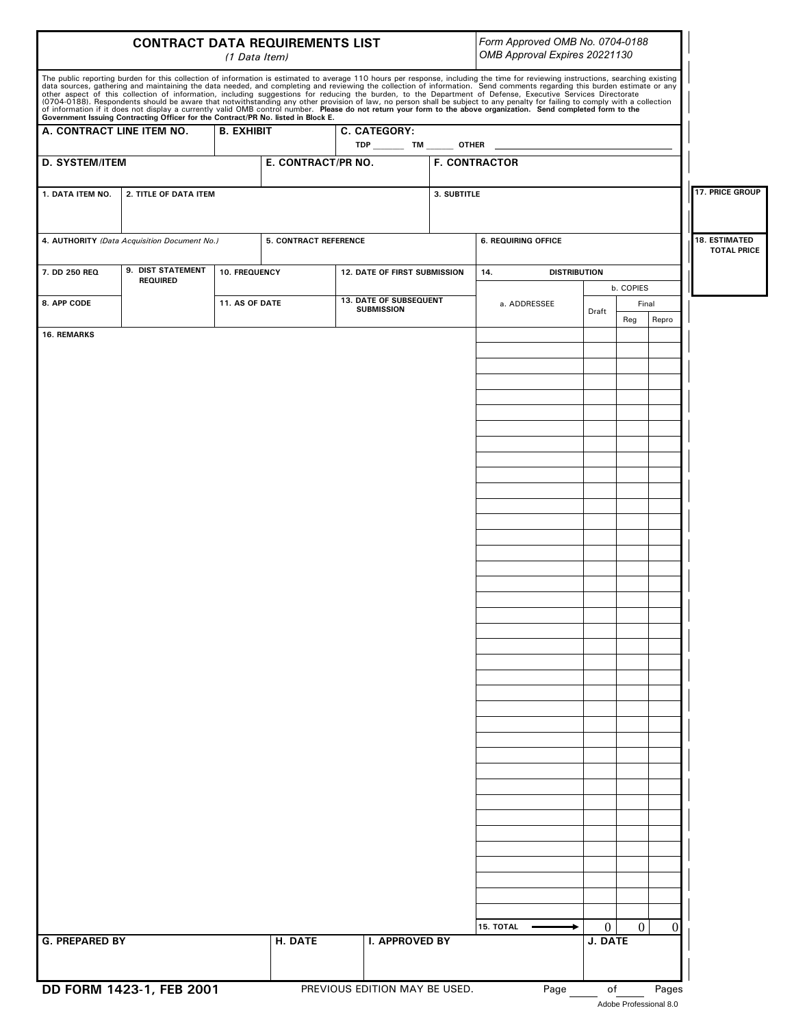# CONTRACT DATA REQUIREMENTS LIST

*(1 Data Item)*

*Form Approved OMB No. 0704-0188*
*OMB Approval Expires 20221130*

The public reporting burden for this collection of information is estimated to average 110 hours per response, including the time for reviewing instructions, searching existing data sources, gathering and maintaining the data needed, and completing and reviewing the collection of information. Send comments regarding this burden estimate or any other aspect of this collection of information, including suggestions for reducing the burden, to the Department of Defense, Executive Services Directorate (0704-0188). Respondents should be aware that notwithstanding any other provision of law, no person shall be subject to any penalty for failing to comply with a collection of information if it does not display a currently valid OMB control number. **Please do not return your form to the above organization. Send completed form to the Government Issuing Contracting Officer for the Contract/PR No. listed in Block E.**

| A. CONTRACT LINE ITEM NO. | B. EXHIBIT | C. CATEGORY: TDP ______ TM ______ OTHER ______ |
|---|---|---|
| | | |

| D. SYSTEM/ITEM | E. CONTRACT/PR NO. | F. CONTRACTOR |
|---|---|---|
| | | |

| 1. DATA ITEM NO. | 2. TITLE OF DATA ITEM | 3. SUBTITLE | 17. PRICE GROUP |
|---|---|---|---|
| | | | |

| 4. AUTHORITY *(Data Acquisition Document No.)* | 5. CONTRACT REFERENCE | 6. REQUIRING OFFICE | 18. ESTIMATED TOTAL PRICE |
|---|---|---|---|
| | | | |

| 7. DD 250 REQ | 9. DIST STATEMENT REQUIRED | 10. FREQUENCY | 12. DATE OF FIRST SUBMISSION |
|---|---|---|---|
| 8. APP CODE | | 11. AS OF DATE | 13. DATE OF SUBSEQUENT SUBMISSION |

**16. REMARKS**

| 14. DISTRIBUTION | | | |
|---|---|---|---|
| a. ADDRESSEE | b. COPIES | | |
| | Draft | Final | |
| | | Reg | Repro |
| | | | |
| 15. TOTAL → | 0 | 0 | 0 |

| G. PREPARED BY | H. DATE | I. APPROVED BY | J. DATE |
|---|---|---|---|
| | | | |

**DD FORM 1423-1, FEB 2001** PREVIOUS EDITION MAY BE USED. Page ____ of ____ Pages

Adobe Professional 8.0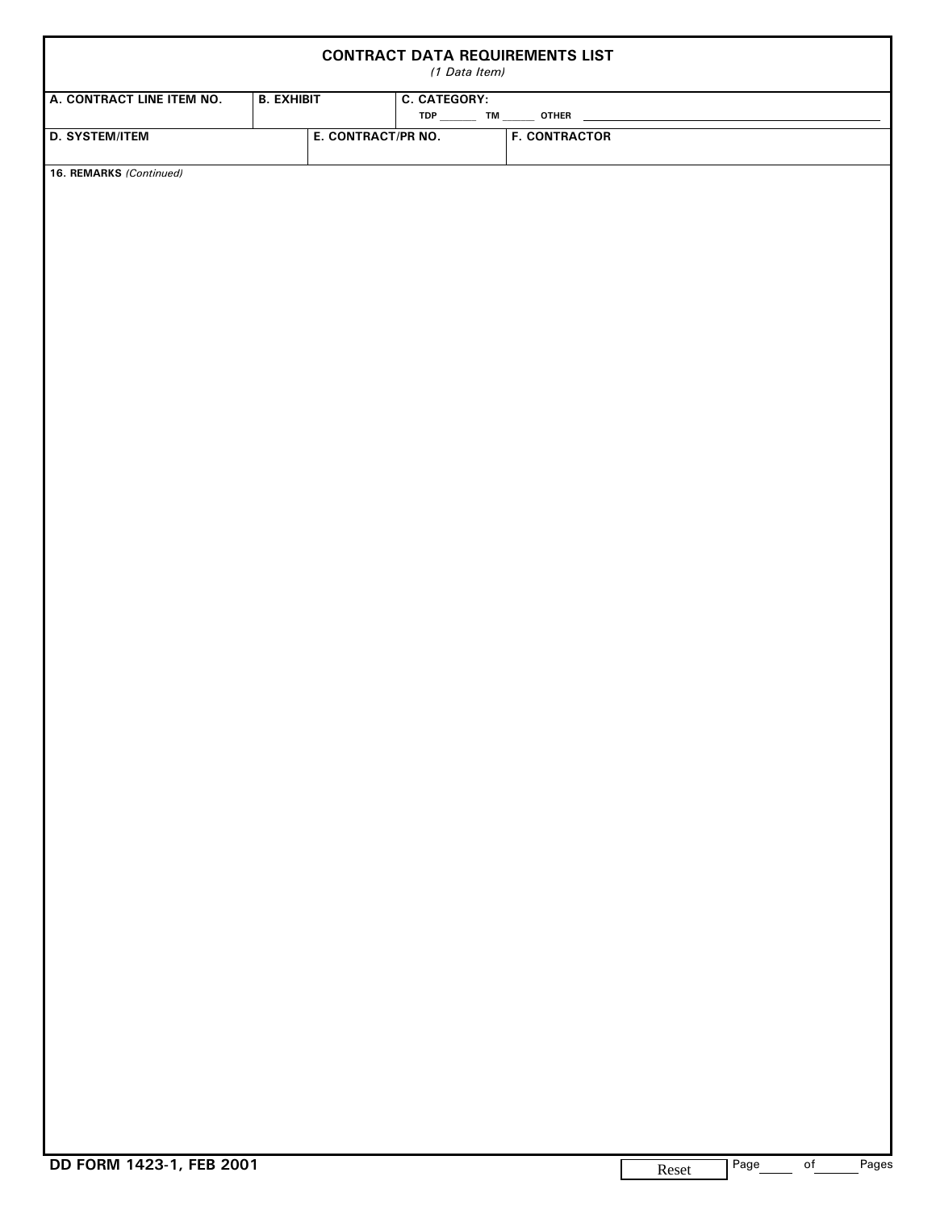# CONTRACT DATA REQUIREMENTS LIST

*(1 Data Item)*

| A. CONTRACT LINE ITEM NO. | B. EXHIBIT | C. CATEGORY: TDP ______ TM ______ OTHER ______ |
| --- | --- | --- |
| | | |

| D. SYSTEM/ITEM | E. CONTRACT/PR NO. | F. CONTRACTOR |
| --- | --- | --- |
| | | |

**16. REMARKS** *(Continued)*

**DD FORM 1423-1, FEB 2001**

Reset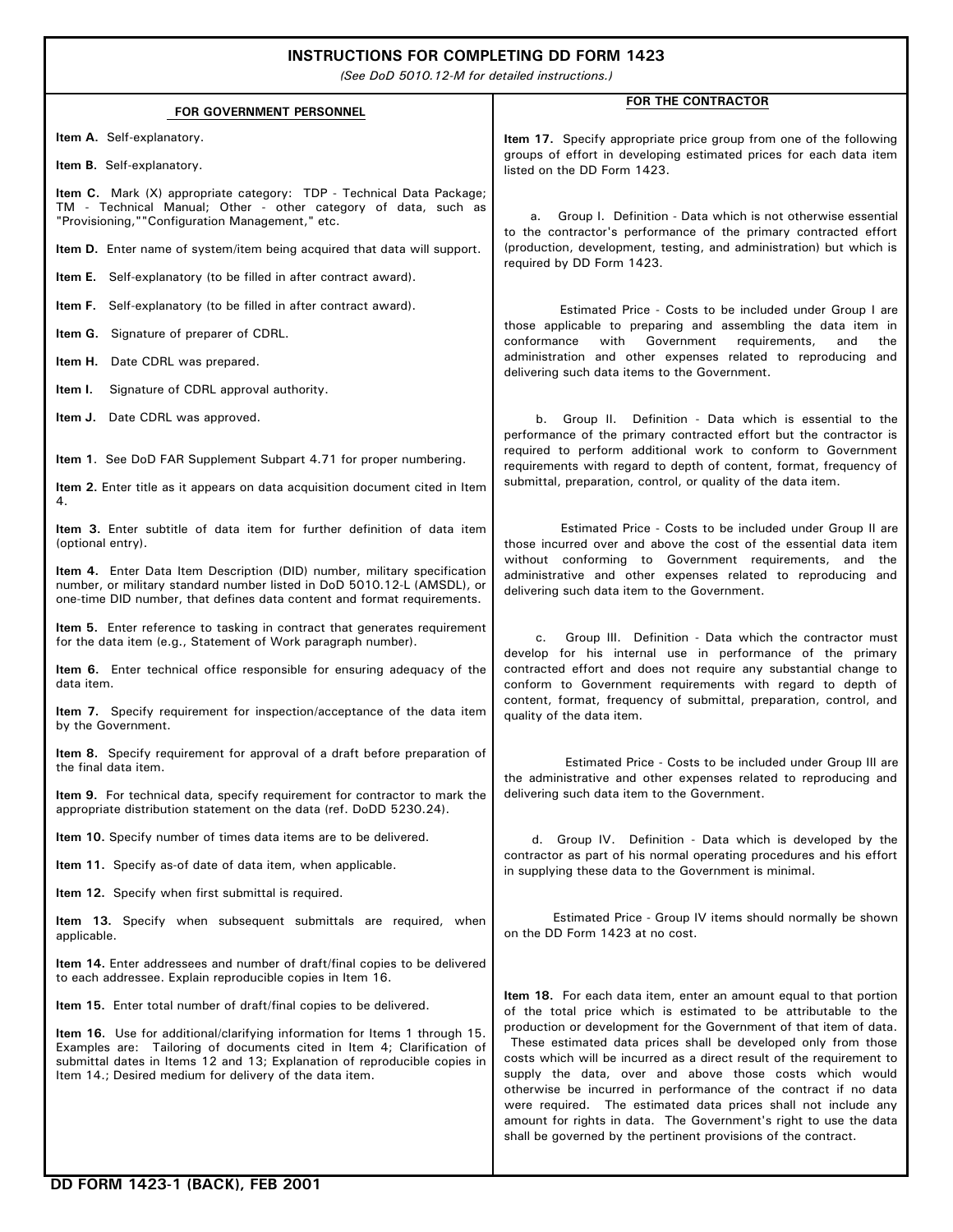# INSTRUCTIONS FOR COMPLETING DD FORM 1423

*(See DoD 5010.12-M for detailed instructions.)*

## FOR GOVERNMENT PERSONNEL

**Item A.** Self-explanatory.

**Item B.** Self-explanatory.

**Item C.** Mark (X) appropriate category: TDP - Technical Data Package; TM - Technical Manual; Other - other category of data, such as "Provisioning,""Configuration Management," etc.

**Item D.** Enter name of system/item being acquired that data will support.

**Item E.** Self-explanatory (to be filled in after contract award).

**Item F.** Self-explanatory (to be filled in after contract award).

**Item G.** Signature of preparer of CDRL.

**Item H.** Date CDRL was prepared.

**Item I.** Signature of CDRL approval authority.

**Item J.** Date CDRL was approved.

**Item 1.** See DoD FAR Supplement Subpart 4.71 for proper numbering.

**Item 2.** Enter title as it appears on data acquisition document cited in Item 4.

**Item 3.** Enter subtitle of data item for further definition of data item (optional entry).

**Item 4.** Enter Data Item Description (DID) number, military specification number, or military standard number listed in DoD 5010.12-L (AMSDL), or one-time DID number, that defines data content and format requirements.

**Item 5.** Enter reference to tasking in contract that generates requirement for the data item (e.g., Statement of Work paragraph number).

**Item 6.** Enter technical office responsible for ensuring adequacy of the data item.

**Item 7.** Specify requirement for inspection/acceptance of the data item by the Government.

**Item 8.** Specify requirement for approval of a draft before preparation of the final data item.

**Item 9.** For technical data, specify requirement for contractor to mark the appropriate distribution statement on the data (ref. DoDD 5230.24).

**Item 10.** Specify number of times data items are to be delivered.

**Item 11.** Specify as-of date of data item, when applicable.

**Item 12.** Specify when first submittal is required.

**Item 13.** Specify when subsequent submittals are required, when applicable.

**Item 14.** Enter addressees and number of draft/final copies to be delivered to each addressee. Explain reproducible copies in Item 16.

**Item 15.** Enter total number of draft/final copies to be delivered.

**Item 16.** Use for additional/clarifying information for Items 1 through 15. Examples are: Tailoring of documents cited in Item 4; Clarification of submittal dates in Items 12 and 13; Explanation of reproducible copies in Item 14.; Desired medium for delivery of the data item.

## FOR THE CONTRACTOR

**Item 17.** Specify appropriate price group from one of the following groups of effort in developing estimated prices for each data item listed on the DD Form 1423.

a. Group I. Definition - Data which is not otherwise essential to the contractor's performance of the primary contracted effort (production, development, testing, and administration) but which is required by DD Form 1423.

Estimated Price - Costs to be included under Group I are those applicable to preparing and assembling the data item in conformance with Government requirements, and the administration and other expenses related to reproducing and delivering such data items to the Government.

b. Group II. Definition - Data which is essential to the performance of the primary contracted effort but the contractor is required to perform additional work to conform to Government requirements with regard to depth of content, format, frequency of submittal, preparation, control, or quality of the data item.

Estimated Price - Costs to be included under Group II are those incurred over and above the cost of the essential data item without conforming to Government requirements, and the administrative and other expenses related to reproducing and delivering such data item to the Government.

c. Group III. Definition - Data which the contractor must develop for his internal use in performance of the primary contracted effort and does not require any substantial change to conform to Government requirements with regard to depth of content, format, frequency of submittal, preparation, control, and quality of the data item.

Estimated Price - Costs to be included under Group III are the administrative and other expenses related to reproducing and delivering such data item to the Government.

d. Group IV. Definition - Data which is developed by the contractor as part of his normal operating procedures and his effort in supplying these data to the Government is minimal.

Estimated Price - Group IV items should normally be shown on the DD Form 1423 at no cost.

**Item 18.** For each data item, enter an amount equal to that portion of the total price which is estimated to be attributable to the production or development for the Government of that item of data. These estimated data prices shall be developed only from those costs which will be incurred as a direct result of the requirement to supply the data, over and above those costs which would otherwise be incurred in performance of the contract if no data were required. The estimated data prices shall not include any amount for rights in data. The Government's right to use the data shall be governed by the pertinent provisions of the contract.

DD FORM 1423-1 (BACK), FEB 2001